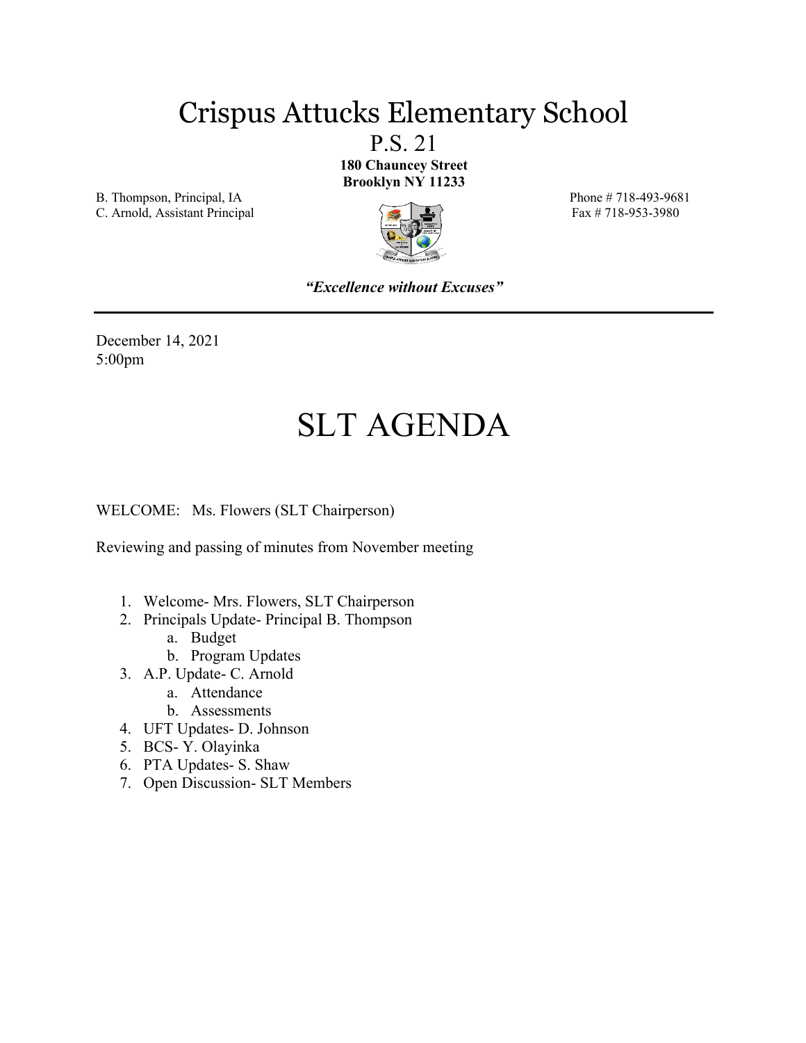# Crispus Attucks Elementary School

## P.S. 21

**180 Chauncey Street**
**Brooklyn NY 11233**

B. Thompson, Principal, IA
C. Arnold, Assistant Principal

Phone # 718-493-9681
Fax # 718-953-3980

***"Excellence without Excuses"***

---

December 14, 2021
5:00pm

# SLT AGENDA

WELCOME: Ms. Flowers (SLT Chairperson)

Reviewing and passing of minutes from November meeting

1. Welcome- Mrs. Flowers, SLT Chairperson
2. Principals Update- Principal B. Thompson
   a. Budget
   b. Program Updates
3. A.P. Update- C. Arnold
   a. Attendance
   b. Assessments
4. UFT Updates- D. Johnson
5. BCS- Y. Olayinka
6. PTA Updates- S. Shaw
7. Open Discussion- SLT Members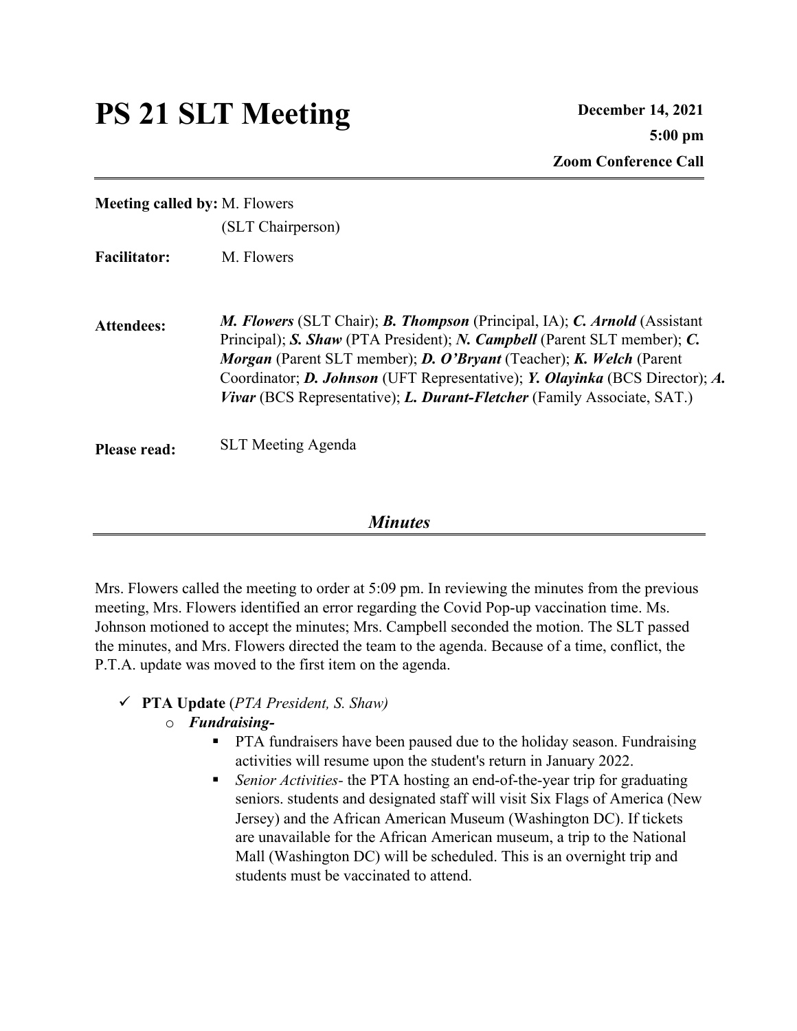# PS 21 SLT Meeting

**December 14, 2021**
**5:00 pm**
**Zoom Conference Call**

---

**Meeting called by:** M. Flowers (SLT Chairperson)

**Facilitator:** M. Flowers

**Attendees:** ***M. Flowers*** (SLT Chair); ***B. Thompson*** (Principal, IA); ***C. Arnold*** (Assistant Principal); ***S. Shaw*** (PTA President); ***N. Campbell*** (Parent SLT member); ***C. Morgan*** (Parent SLT member); ***D. O'Bryant*** (Teacher); ***K. Welch*** (Parent Coordinator; ***D. Johnson*** (UFT Representative); ***Y. Olayinka*** (BCS Director); ***A. Vivar*** (BCS Representative); ***L. Durant-Fletcher*** (Family Associate, SAT.)

**Please read:** SLT Meeting Agenda

## *Minutes*

Mrs. Flowers called the meeting to order at 5:09 pm. In reviewing the minutes from the previous meeting, Mrs. Flowers identified an error regarding the Covid Pop-up vaccination time. Ms. Johnson motioned to accept the minutes; Mrs. Campbell seconded the motion. The SLT passed the minutes, and Mrs. Flowers directed the team to the agenda. Because of a time, conflict, the P.T.A. update was moved to the first item on the agenda.

- ✓ **PTA Update** (*PTA President, S. Shaw)*
  - ***Fundraising-***
    - PTA fundraisers have been paused due to the holiday season. Fundraising activities will resume upon the student's return in January 2022.
    - *Senior Activities-* the PTA hosting an end-of-the-year trip for graduating seniors. students and designated staff will visit Six Flags of America (New Jersey) and the African American Museum (Washington DC). If tickets are unavailable for the African American museum, a trip to the National Mall (Washington DC) will be scheduled. This is an overnight trip and students must be vaccinated to attend.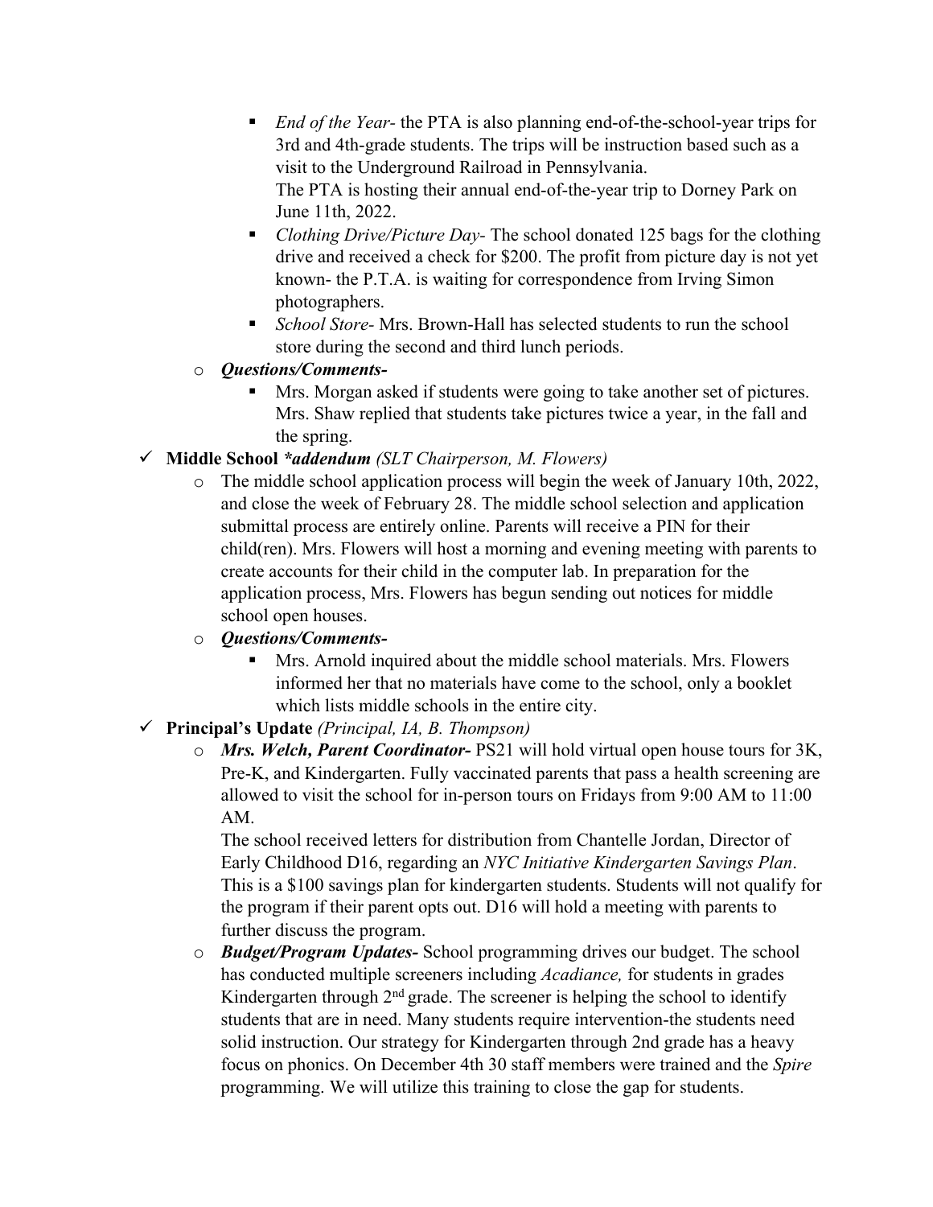- *End of the Year*- the PTA is also planning end-of-the-school-year trips for 3rd and 4th-grade students. The trips will be instruction based such as a visit to the Underground Railroad in Pennsylvania.
        The PTA is hosting their annual end-of-the-year trip to Dorney Park on June 11th, 2022.
      - *Clothing Drive/Picture Day*- The school donated 125 bags for the clothing drive and received a check for $200. The profit from picture day is not yet known- the P.T.A. is waiting for correspondence from Irving Simon photographers.
      - *School Store*- Mrs. Brown-Hall has selected students to run the school store during the second and third lunch periods.
   - ***Questions/Comments-***
      - Mrs. Morgan asked if students were going to take another set of pictures. Mrs. Shaw replied that students take pictures twice a year, in the fall and the spring.

- ✓ **Middle School *\*addendum*** *(SLT Chairperson, M. Flowers)*
   - The middle school application process will begin the week of January 10th, 2022, and close the week of February 28. The middle school selection and application submittal process are entirely online. Parents will receive a PIN for their child(ren). Mrs. Flowers will host a morning and evening meeting with parents to create accounts for their child in the computer lab. In preparation for the application process, Mrs. Flowers has begun sending out notices for middle school open houses.
   - ***Questions/Comments-***
      - Mrs. Arnold inquired about the middle school materials. Mrs. Flowers informed her that no materials have come to the school, only a booklet which lists middle schools in the entire city.

- ✓ **Principal's Update** *(Principal, IA, B. Thompson)*
   - ***Mrs. Welch, Parent Coordinator-*** PS21 will hold virtual open house tours for 3K, Pre-K, and Kindergarten. Fully vaccinated parents that pass a health screening are allowed to visit the school for in-person tours on Fridays from 9:00 AM to 11:00 AM.
     The school received letters for distribution from Chantelle Jordan, Director of Early Childhood D16, regarding an *NYC Initiative Kindergarten Savings Plan*. This is a $100 savings plan for kindergarten students. Students will not qualify for the program if their parent opts out. D16 will hold a meeting with parents to further discuss the program.
   - ***Budget/Program Updates-*** School programming drives our budget. The school has conducted multiple screeners including *Acadiance,* for students in grades Kindergarten through 2nd grade. The screener is helping the school to identify students that are in need. Many students require intervention-the students need solid instruction. Our strategy for Kindergarten through 2nd grade has a heavy focus on phonics. On December 4th 30 staff members were trained and the *Spire* programming. We will utilize this training to close the gap for students.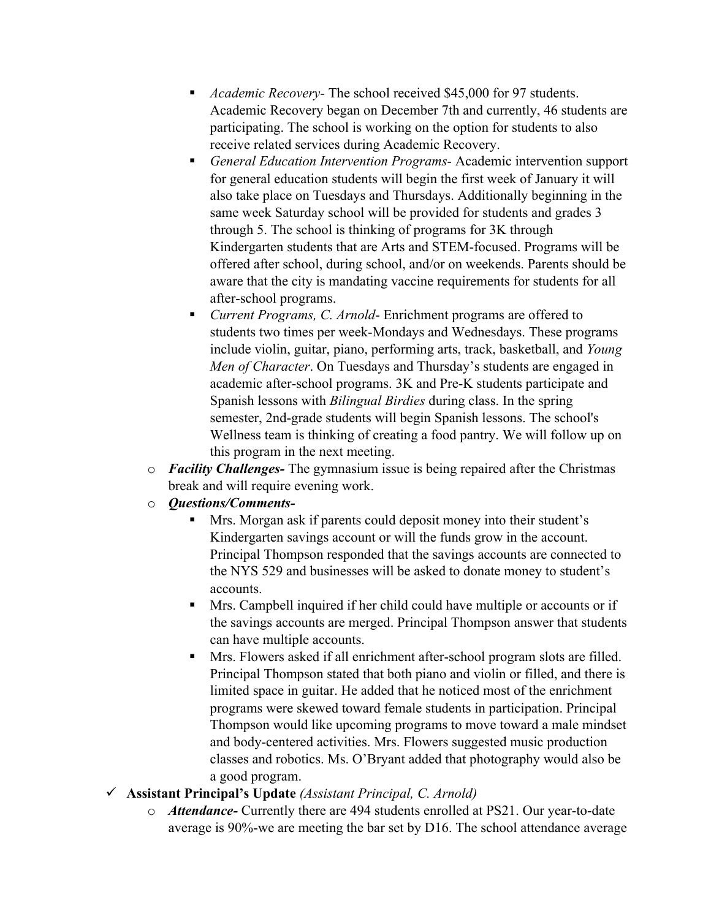- *Academic Recovery*- The school received $45,000 for 97 students. Academic Recovery began on December 7th and currently, 46 students are participating. The school is working on the option for students to also receive related services during Academic Recovery.
        - *General Education Intervention Programs*- Academic intervention support for general education students will begin the first week of January it will also take place on Tuesdays and Thursdays. Additionally beginning in the same week Saturday school will be provided for students and grades 3 through 5. The school is thinking of programs for 3K through Kindergarten students that are Arts and STEM-focused. Programs will be offered after school, during school, and/or on weekends. Parents should be aware that the city is mandating vaccine requirements for students for all after-school programs.
        - *Current Programs, C. Arnold*- Enrichment programs are offered to students two times per week-Mondays and Wednesdays. These programs include violin, guitar, piano, performing arts, track, basketball, and *Young Men of Character*. On Tuesdays and Thursday's students are engaged in academic after-school programs. 3K and Pre-K students participate and Spanish lessons with *Bilingual Birdies* during class. In the spring semester, 2nd-grade students will begin Spanish lessons. The school's Wellness team is thinking of creating a food pantry. We will follow up on this program in the next meeting.
    - ***Facility Challenges-*** The gymnasium issue is being repaired after the Christmas break and will require evening work.
    - ***Questions/Comments-***
        - Mrs. Morgan ask if parents could deposit money into their student's Kindergarten savings account or will the funds grow in the account. Principal Thompson responded that the savings accounts are connected to the NYS 529 and businesses will be asked to donate money to student's accounts.
        - Mrs. Campbell inquired if her child could have multiple or accounts or if the savings accounts are merged. Principal Thompson answer that students can have multiple accounts.
        - Mrs. Flowers asked if all enrichment after-school program slots are filled. Principal Thompson stated that both piano and violin or filled, and there is limited space in guitar. He added that he noticed most of the enrichment programs were skewed toward female students in participation. Principal Thompson would like upcoming programs to move toward a male mindset and body-centered activities. Mrs. Flowers suggested music production classes and robotics. Ms. O'Bryant added that photography would also be a good program.

- ✓ **Assistant Principal's Update** *(Assistant Principal, C. Arnold)*
    - ***Attendance-*** Currently there are 494 students enrolled at PS21. Our year-to-date average is 90%-we are meeting the bar set by D16. The school attendance average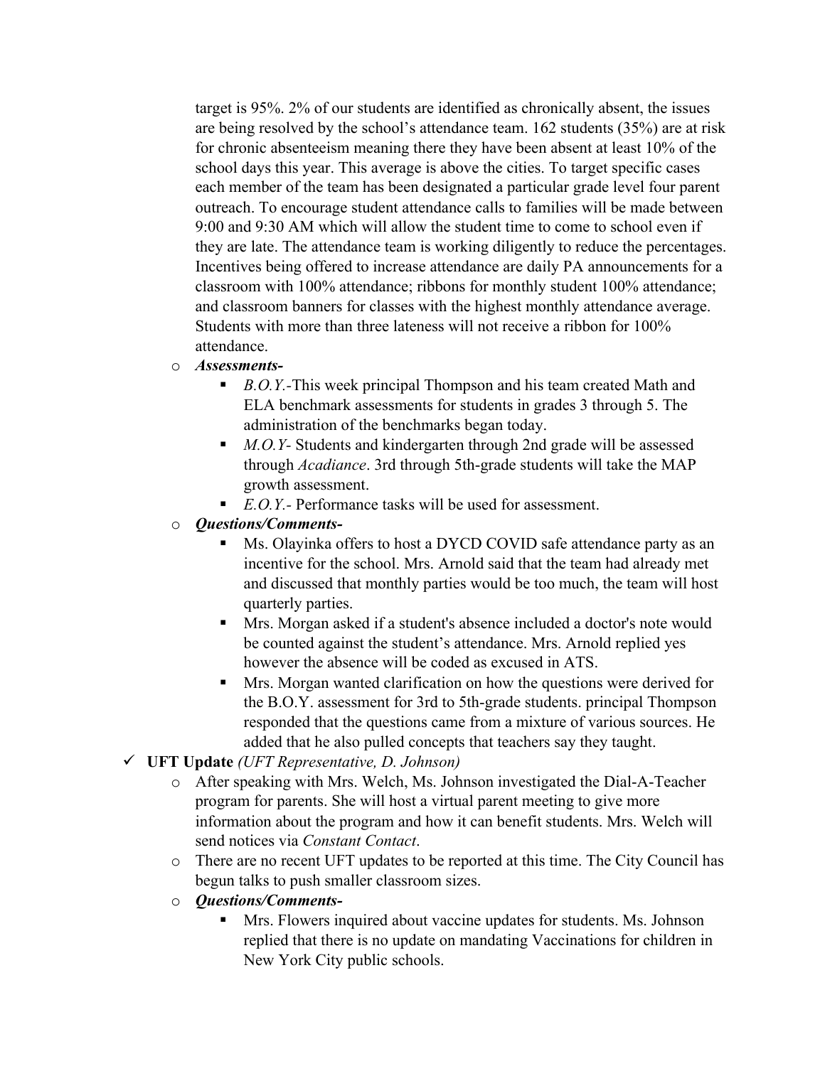target is 95%. 2% of our students are identified as chronically absent, the issues are being resolved by the school's attendance team. 162 students (35%) are at risk for chronic absenteeism meaning there they have been absent at least 10% of the school days this year. This average is above the cities. To target specific cases each member of the team has been designated a particular grade level four parent outreach. To encourage student attendance calls to families will be made between 9:00 and 9:30 AM which will allow the student time to come to school even if they are late. The attendance team is working diligently to reduce the percentages. Incentives being offered to increase attendance are daily PA announcements for a classroom with 100% attendance; ribbons for monthly student 100% attendance; and classroom banners for classes with the highest monthly attendance average. Students with more than three lateness will not receive a ribbon for 100% attendance.

- ***Assessments-***
  - *B.O.Y.*-This week principal Thompson and his team created Math and ELA benchmark assessments for students in grades 3 through 5. The administration of the benchmarks began today.
  - *M.O.Y*- Students and kindergarten through 2nd grade will be assessed through *Acadiance*. 3rd through 5th-grade students will take the MAP growth assessment.
  - *E.O.Y.*- Performance tasks will be used for assessment.
- ***Questions/Comments-***
  - Ms. Olayinka offers to host a DYCD COVID safe attendance party as an incentive for the school. Mrs. Arnold said that the team had already met and discussed that monthly parties would be too much, the team will host quarterly parties.
  - Mrs. Morgan asked if a student's absence included a doctor's note would be counted against the student's attendance. Mrs. Arnold replied yes however the absence will be coded as excused in ATS.
  - Mrs. Morgan wanted clarification on how the questions were derived for the B.O.Y. assessment for 3rd to 5th-grade students. principal Thompson responded that the questions came from a mixture of various sources. He added that he also pulled concepts that teachers say they taught.

✓ **UFT Update** *(UFT Representative, D. Johnson)*

- After speaking with Mrs. Welch, Ms. Johnson investigated the Dial-A-Teacher program for parents. She will host a virtual parent meeting to give more information about the program and how it can benefit students. Mrs. Welch will send notices via *Constant Contact*.
- There are no recent UFT updates to be reported at this time. The City Council has begun talks to push smaller classroom sizes.
- ***Questions/Comments-***
  - Mrs. Flowers inquired about vaccine updates for students. Ms. Johnson replied that there is no update on mandating Vaccinations for children in New York City public schools.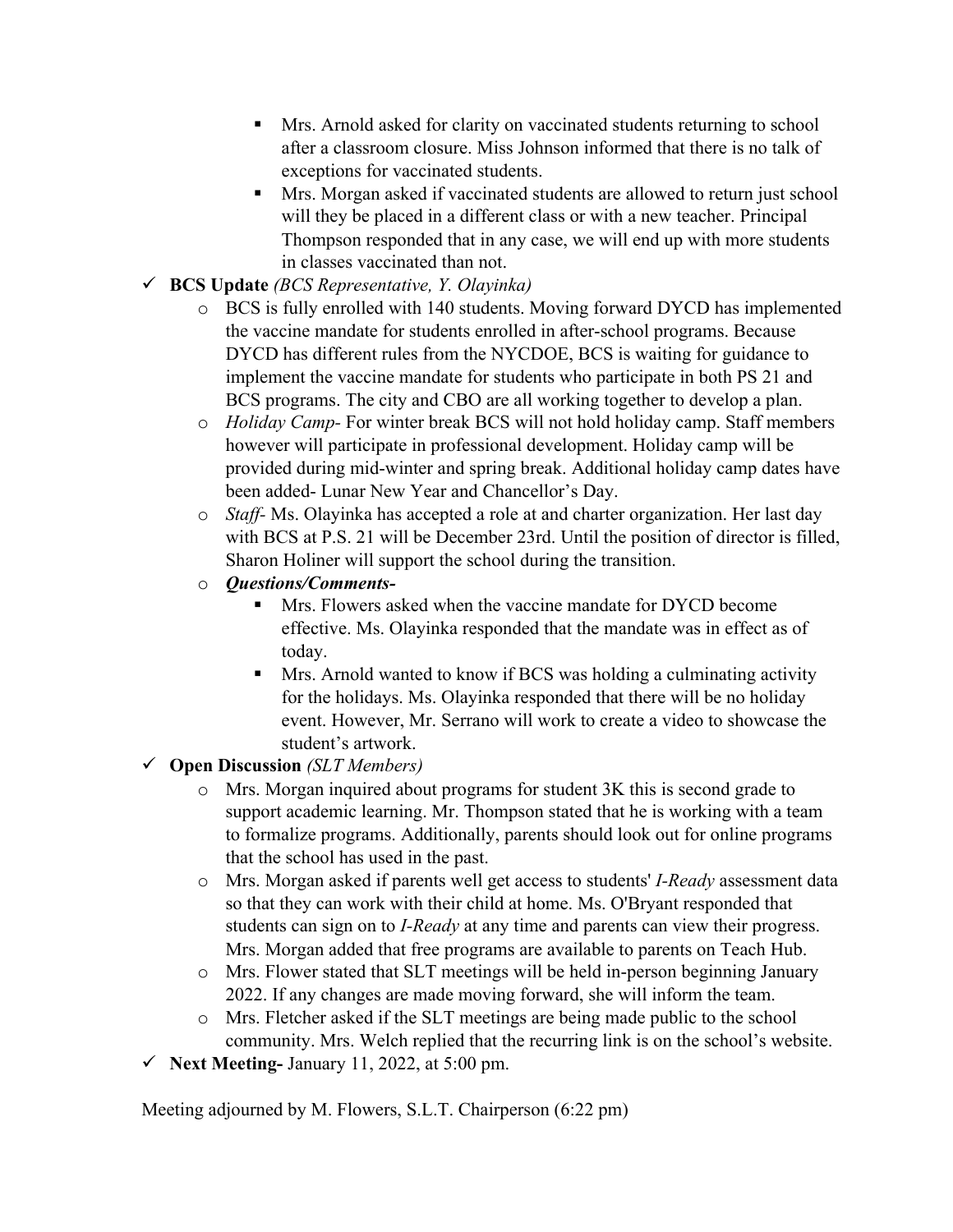- Mrs. Arnold asked for clarity on vaccinated students returning to school after a classroom closure. Miss Johnson informed that there is no talk of exceptions for vaccinated students.
- Mrs. Morgan asked if vaccinated students are allowed to return just school will they be placed in a different class or with a new teacher. Principal Thompson responded that in any case, we will end up with more students in classes vaccinated than not.

- ✓ **BCS Update** *(BCS Representative, Y. Olayinka)*
  - BCS is fully enrolled with 140 students. Moving forward DYCD has implemented the vaccine mandate for students enrolled in after-school programs. Because DYCD has different rules from the NYCDOE, BCS is waiting for guidance to implement the vaccine mandate for students who participate in both PS 21 and BCS programs. The city and CBO are all working together to develop a plan.
  - *Holiday Camp*- For winter break BCS will not hold holiday camp. Staff members however will participate in professional development. Holiday camp will be provided during mid-winter and spring break. Additional holiday camp dates have been added- Lunar New Year and Chancellor's Day.
  - *Staff*- Ms. Olayinka has accepted a role at and charter organization. Her last day with BCS at P.S. 21 will be December 23rd. Until the position of director is filled, Sharon Holiner will support the school during the transition.
  - ***Questions/Comments-***
    - Mrs. Flowers asked when the vaccine mandate for DYCD become effective. Ms. Olayinka responded that the mandate was in effect as of today.
    - Mrs. Arnold wanted to know if BCS was holding a culminating activity for the holidays. Ms. Olayinka responded that there will be no holiday event. However, Mr. Serrano will work to create a video to showcase the student's artwork.
- ✓ **Open Discussion** *(SLT Members)*
  - Mrs. Morgan inquired about programs for student 3K this is second grade to support academic learning. Mr. Thompson stated that he is working with a team to formalize programs. Additionally, parents should look out for online programs that the school has used in the past.
  - Mrs. Morgan asked if parents well get access to students' *I-Ready* assessment data so that they can work with their child at home. Ms. O'Bryant responded that students can sign on to *I-Ready* at any time and parents can view their progress. Mrs. Morgan added that free programs are available to parents on Teach Hub.
  - Mrs. Flower stated that SLT meetings will be held in-person beginning January 2022. If any changes are made moving forward, she will inform the team.
  - Mrs. Fletcher asked if the SLT meetings are being made public to the school community. Mrs. Welch replied that the recurring link is on the school's website.
- ✓ **Next Meeting-** January 11, 2022, at 5:00 pm.

Meeting adjourned by M. Flowers, S.L.T. Chairperson (6:22 pm)